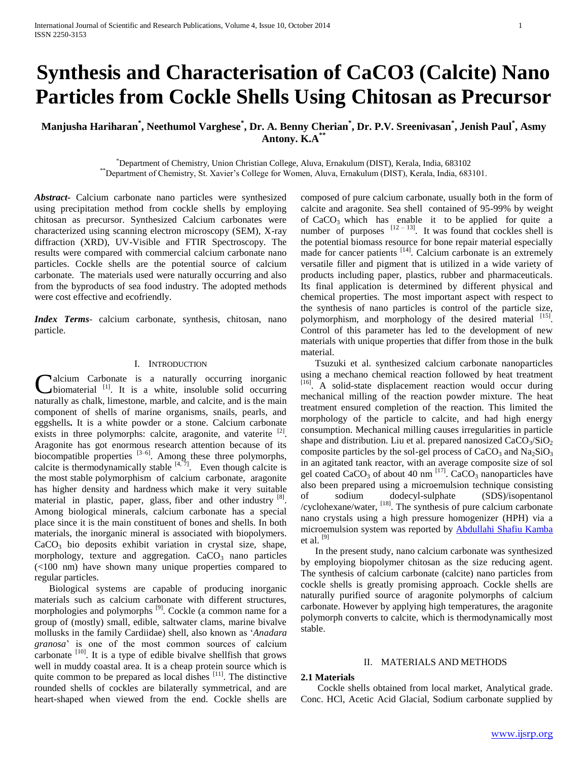# Synthesis and Characterisation of CaCO3 (Calcite) Nano Particles from Cockle Shells Using Chitosan as Precursor

**Manjusha Hariharan[*], Neethumol Varghese[*], Dr. A. Benny Cherian[*], Dr. P.V. Sreenivasan[*], Jenish Paul[*], Asmy Antony. K.A[**]**

[*]Department of Chemistry, Union Christian College, Aluva, Ernakulum (DIST), Kerala, India, 683102
[**]Department of Chemistry, St. Xavier's College for Women, Aluva, Ernakulum (DIST), Kerala, India, 683101.

***Abstract-*** Calcium carbonate nano particles were synthesized using precipitation method from cockle shells by employing chitosan as precursor. Synthesized Calcium carbonates were characterized using scanning electron microscopy (SEM), X-ray diffraction (XRD), UV-Visible and FTIR Spectroscopy. The results were compared with commercial calcium carbonate nano particles. Cockle shells are the potential source of calcium carbonate. The materials used were naturally occurring and also from the byproducts of sea food industry. The adopted methods were cost effective and ecofriendly.

***Index Terms-*** calcium carbonate, synthesis, chitosan, nano particle.

## I. Introduction

Calcium Carbonate is a naturally occurring inorganic biomaterial [1]. It is a white, insoluble solid occurring naturally as chalk, limestone, marble, and calcite, and is the main component of shells of marine organisms, snails, pearls, and eggshells**.** It is a white powder or a stone. Calcium carbonate exists in three polymorphs: calcite, aragonite, and vaterite [2]. Aragonite has got enormous research attention because of its biocompatible properties [3–6]. Among these three polymorphs, calcite is thermodynamically stable [4, 7]. Even though calcite is the most stable polymorphism of calcium carbonate, aragonite has higher density and hardness which make it very suitable material in plastic, paper, glass, fiber and other industry [8]. Among biological minerals, calcium carbonate has a special place since it is the main constituent of bones and shells. In both materials, the inorganic mineral is associated with biopolymers. $CaCO_3$ bio deposits exhibit variation in crystal size, shape, morphology, texture and aggregation. $CaCO_3$ nano particles (<100 nm) have shown many unique properties compared to regular particles.

Biological systems are capable of producing inorganic materials such as calcium carbonate with different structures, morphologies and polymorphs [9]. Cockle (a common name for a group of (mostly) small, edible, saltwater clams, marine bivalve mollusks in the family Cardiidae) shell, also known as '*Anadara granosa*' is one of the most common sources of calcium carbonate [10]. It is a type of edible bivalve shellfish that grows well in muddy coastal area. It is a cheap protein source which is quite common to be prepared as local dishes [11]. The distinctive rounded shells of cockles are bilaterally symmetrical, and are heart-shaped when viewed from the end. Cockle shells are composed of pure calcium carbonate, usually both in the form of calcite and aragonite. Sea shell contained of 95-99% by weight of $CaCO_3$ which has enable it to be applied for quite a number of purposes [12 – 13]. It was found that cockles shell is the potential biomass resource for bone repair material especially made for cancer patients [14]. Calcium carbonate is an extremely versatile filler and pigment that is utilized in a wide variety of products including paper, plastics, rubber and pharmaceuticals. Its final application is determined by different physical and chemical properties. The most important aspect with respect to the synthesis of nano particles is control of the particle size, polymorphism, and morphology of the desired material [15]. Control of this parameter has led to the development of new materials with unique properties that differ from those in the bulk material.

Tsuzuki et al. synthesized calcium carbonate nanoparticles using a mechano chemical reaction followed by heat treatment [16]. A solid-state displacement reaction would occur during mechanical milling of the reaction powder mixture. The heat treatment ensured completion of the reaction. This limited the morphology of the particle to calcite, and had high energy consumption. Mechanical milling causes irregularities in particle shape and distribution. Liu et al. prepared nanosized $CaCO_3/SiO_2$ composite particles by the sol-gel process of $CaCO_3$ and $Na_2SiO_3$ in an agitated tank reactor, with an average composite size of sol gel coated $CaCO_3$ of about 40 nm [17]. $CaCO_3$ nanoparticles have also been prepared using a microemulsion technique consisting of sodium dodecyl-sulphate (SDS)/isopentanol /cyclohexane/water, [18]. The synthesis of pure calcium carbonate nano crystals using a high pressure homogenizer (HPH) via a microemulsion system was reported by Abdullahi Shafiu Kamba et al. [9]

In the present study, nano calcium carbonate was synthesized by employing biopolymer chitosan as the size reducing agent. The synthesis of calcium carbonate (calcite) nano particles from cockle shells is greatly promising approach. Cockle shells are naturally purified source of aragonite polymorphs of calcium carbonate. However by applying high temperatures, the aragonite polymorph converts to calcite, which is thermodynamically most stable.

## II. Materials and Methods

### 2.1 Materials

Cockle shells obtained from local market, Analytical grade. Conc. HCl, Acetic Acid Glacial, Sodium carbonate supplied by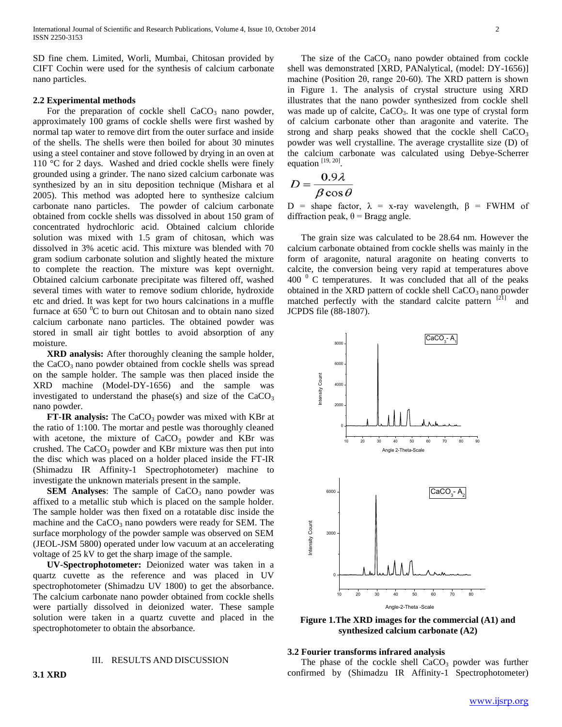SD fine chem. Limited, Worli, Mumbai, Chitosan provided by CIFT Cochin were used for the synthesis of calcium carbonate nano particles.

### 2.2 Experimental methods

For the preparation of cockle shell $CaCO_3$ nano powder, approximately 100 grams of cockle shells were first washed by normal tap water to remove dirt from the outer surface and inside of the shells. The shells were then boiled for about 30 minutes using a steel container and stove followed by drying in an oven at 110 °C for 2 days. Washed and dried cockle shells were finely grounded using a grinder. The nano sized calcium carbonate was synthesized by an in situ deposition technique (Mishara et al 2005). This method was adopted here to synthesize calcium carbonate nano particles. The powder of calcium carbonate obtained from cockle shells was dissolved in about 150 gram of concentrated hydrochloric acid. Obtained calcium chloride solution was mixed with 1.5 gram of chitosan, which was dissolved in 3% acetic acid. This mixture was blended with 70 gram sodium carbonate solution and slightly heated the mixture to complete the reaction. The mixture was kept overnight. Obtained calcium carbonate precipitate was filtered off, washed several times with water to remove sodium chloride, hydroxide etc and dried. It was kept for two hours calcinations in a muffle furnace at 650 $^0$C to burn out Chitosan and to obtain nano sized calcium carbonate nano particles. The obtained powder was stored in small air tight bottles to avoid absorption of any moisture.

**XRD analysis:** After thoroughly cleaning the sample holder, the $CaCO_3$ nano powder obtained from cockle shells was spread on the sample holder. The sample was then placed inside the XRD machine (Model-DY-1656) and the sample was investigated to understand the phase(s) and size of the $CaCO_3$ nano powder.

**FT-IR analysis:** The $CaCO_3$ powder was mixed with KBr at the ratio of 1:100. The mortar and pestle was thoroughly cleaned with acetone, the mixture of $CaCO_3$ powder and KBr was crushed. The $CaCO_3$ powder and KBr mixture was then put into the disc which was placed on a holder placed inside the FT-IR (Shimadzu IR Affinity-1 Spectrophotometer) machine to investigate the unknown materials present in the sample.

**SEM Analyses**: The sample of $CaCO_3$ nano powder was affixed to a metallic stub which is placed on the sample holder. The sample holder was then fixed on a rotatable disc inside the machine and the $CaCO_3$ nano powders were ready for SEM. The surface morphology of the powder sample was observed on SEM (JEOL-JSM 5800) operated under low vacuum at an accelerating voltage of 25 kV to get the sharp image of the sample.

**UV-Spectrophotometer:** Deionized water was taken in a quartz cuvette as the reference and was placed in UV spectrophotometer (Shimadzu UV 1800) to get the absorbance. The calcium carbonate nano powder obtained from cockle shells were partially dissolved in deionized water. These sample solution were taken in a quartz cuvette and placed in the spectrophotometer to obtain the absorbance.

## III. RESULTS AND DISCUSSION

### 3.1 XRD

The size of the $CaCO_3$ nano powder obtained from cockle shell was demonstrated [XRD, PANalytical, (model: DY-1656)] machine (Position 2θ, range 20-60). The XRD pattern is shown in Figure 1. The analysis of crystal structure using XRD illustrates that the nano powder synthesized from cockle shell was made up of calcite, $CaCO_3$. It was one type of crystal form of calcium carbonate other than aragonite and vaterite. The strong and sharp peaks showed that the cockle shell $CaCO_3$ powder was well crystalline. The average crystallite size (D) of the calcium carbonate was calculated using Debye-Scherrer equation [19, 20].

$$D = \frac{0.9\lambda}{\beta \cos\theta}$$

D = shape factor, λ = x-ray wavelength, β = FWHM of diffraction peak, θ = Bragg angle.

The grain size was calculated to be 28.64 nm. However the calcium carbonate obtained from cockle shells was mainly in the form of aragonite, natural aragonite on heating converts to calcite, the conversion being very rapid at temperatures above 400 $^0$ C temperatures. It was concluded that all of the peaks obtained in the XRD pattern of cockle shell $CaCO_3$ nano powder matched perfectly with the standard calcite pattern [21] and JCPDS file (88-1807).

**Figure 1.The XRD images for the commercial (A1) and synthesized calcium carbonate (A2)**

### 3.2 Fourier transforms infrared analysis

The phase of the cockle shell $CaCO_3$ powder was further confirmed by (Shimadzu IR Affinity-1 Spectrophotometer)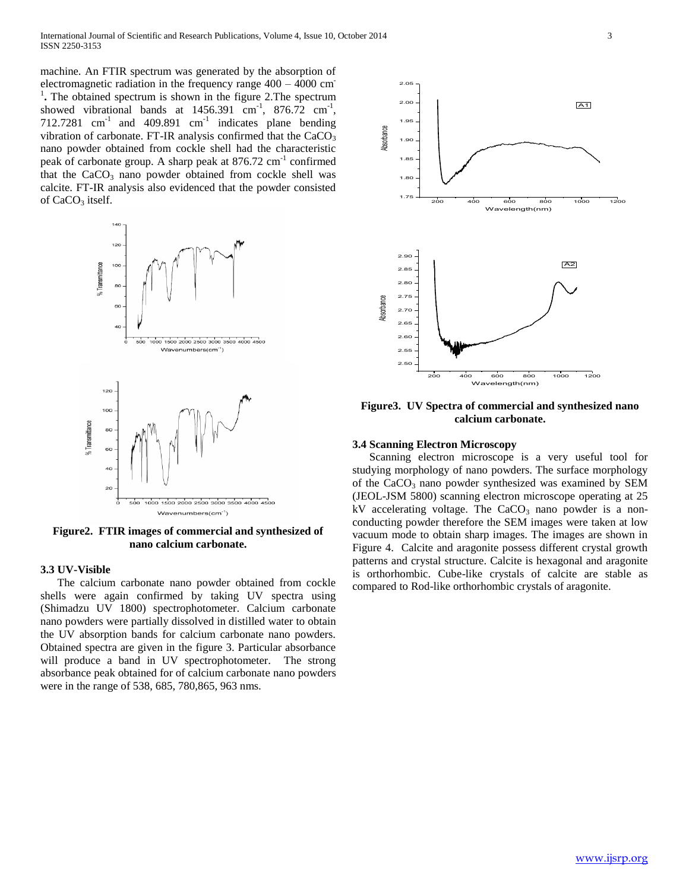machine. An FTIR spectrum was generated by the absorption of electromagnetic radiation in the frequency range 400 – 4000 $cm^{-1}$. The obtained spectrum is shown in the figure 2.The spectrum showed vibrational bands at 1456.391 $cm^{-1}$, 876.72 $cm^{-1}$, 712.7281 $cm^{-1}$ and 409.891 $cm^{-1}$ indicates plane bending vibration of carbonate. FT-IR analysis confirmed that the $CaCO_3$ nano powder obtained from cockle shell had the characteristic peak of carbonate group. A sharp peak at 876.72 $cm^{-1}$ confirmed that the $CaCO_3$ nano powder obtained from cockle shell was calcite. FT-IR analysis also evidenced that the powder consisted of $CaCO_3$ itself.

**Figure2. FTIR images of commercial and synthesized of nano calcium carbonate.**

### 3.3 UV-Visible

The calcium carbonate nano powder obtained from cockle shells were again confirmed by taking UV spectra using (Shimadzu UV 1800) spectrophotometer. Calcium carbonate nano powders were partially dissolved in distilled water to obtain the UV absorption bands for calcium carbonate nano powders. Obtained spectra are given in the figure 3. Particular absorbance will produce a band in UV spectrophotometer. The strong absorbance peak obtained for of calcium carbonate nano powders were in the range of 538, 685, 780,865, 963 nms.

**Figure3. UV Spectra of commercial and synthesized nano calcium carbonate.**

### 3.4 Scanning Electron Microscopy

Scanning electron microscope is a very useful tool for studying morphology of nano powders. The surface morphology of the $CaCO_3$ nano powder synthesized was examined by SEM (JEOL-JSM 5800) scanning electron microscope operating at 25 kV accelerating voltage. The $CaCO_3$ nano powder is a non-conducting powder therefore the SEM images were taken at low vacuum mode to obtain sharp images. The images are shown in Figure 4. Calcite and aragonite possess different crystal growth patterns and crystal structure. Calcite is hexagonal and aragonite is orthorhombic. Cube-like crystals of calcite are stable as compared to Rod-like orthorhombic crystals of aragonite.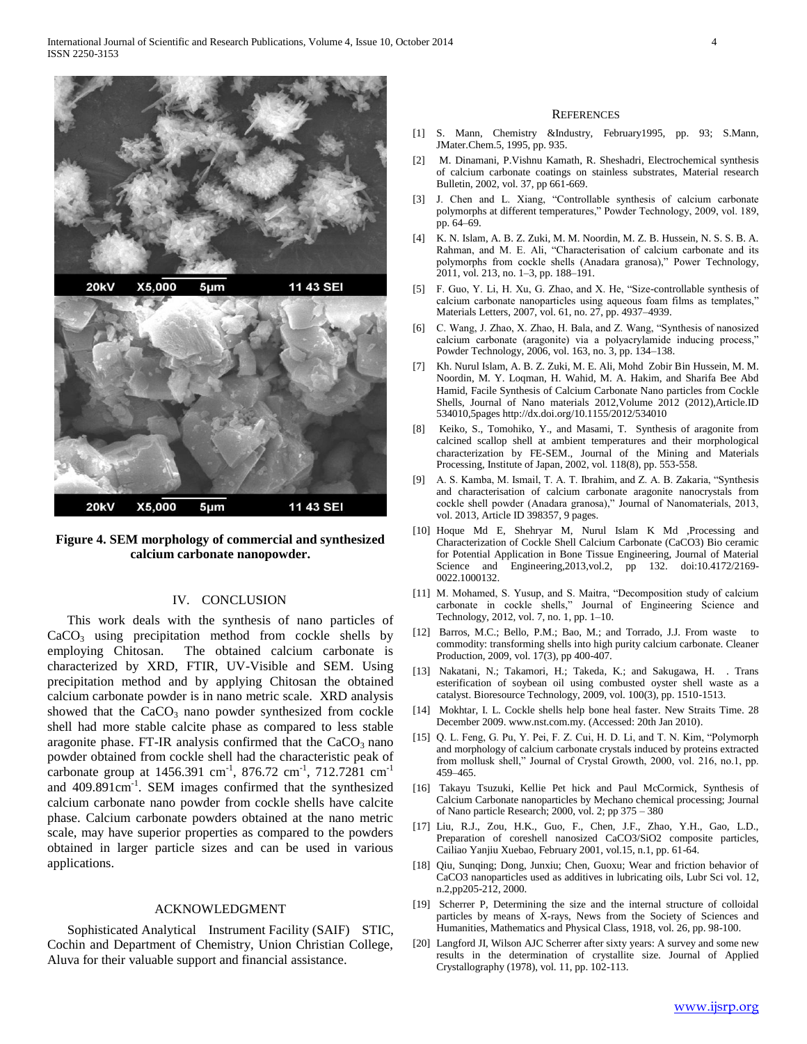Figure 4. SEM morphology of commercial and synthesized calcium carbonate nanopowder.

## IV. CONCLUSION

This work deals with the synthesis of nano particles of $CaCO_3$ using precipitation method from cockle shells by employing Chitosan. The obtained calcium carbonate is characterized by XRD, FTIR, UV-Visible and SEM. Using precipitation method and by applying Chitosan the obtained calcium carbonate powder is in nano metric scale. XRD analysis showed that the $CaCO_3$ nano powder synthesized from cockle shell had more stable calcite phase as compared to less stable aragonite phase. FT-IR analysis confirmed that the $CaCO_3$ nano powder obtained from cockle shell had the characteristic peak of carbonate group at 1456.391 $cm^{-1}$, 876.72 $cm^{-1}$, 712.7281 $cm^{-1}$ and 409.891$cm^{-1}$. SEM images confirmed that the synthesized calcium carbonate nano powder from cockle shells have calcite phase. Calcium carbonate powders obtained at the nano metric scale, may have superior properties as compared to the powders obtained in larger particle sizes and can be used in various applications.

## ACKNOWLEDGMENT

Sophisticated Analytical Instrument Facility (SAIF) STIC, Cochin and Department of Chemistry, Union Christian College, Aluva for their valuable support and financial assistance.

## REFERENCES

[1] S. Mann, Chemistry &Industry, February1995, pp. 93; S.Mann, JMater.Chem.5, 1995, pp. 935.

[2] M. Dinamani, P.Vishnu Kamath, R. Sheshadri, Electrochemical synthesis of calcium carbonate coatings on stainless substrates, Material research Bulletin, 2002, vol. 37, pp 661-669.

[3] J. Chen and L. Xiang, "Controllable synthesis of calcium carbonate polymorphs at different temperatures," Powder Technology, 2009, vol. 189, pp. 64–69.

[4] K. N. Islam, A. B. Z. Zuki, M. M. Noordin, M. Z. B. Hussein, N. S. S. B. A. Rahman, and M. E. Ali, "Characterisation of calcium carbonate and its polymorphs from cockle shells (Anadara granosa)," Power Technology, 2011, vol. 213, no. 1–3, pp. 188–191.

[5] F. Guo, Y. Li, H. Xu, G. Zhao, and X. He, "Size-controllable synthesis of calcium carbonate nanoparticles using aqueous foam films as templates," Materials Letters, 2007, vol. 61, no. 27, pp. 4937–4939.

[6] C. Wang, J. Zhao, X. Zhao, H. Bala, and Z. Wang, "Synthesis of nanosized calcium carbonate (aragonite) via a polyacrylamide inducing process," Powder Technology, 2006, vol. 163, no. 3, pp. 134–138.

[7] Kh. Nurul Islam, A. B. Z. Zuki, M. E. Ali, Mohd Zobir Bin Hussein, M. M. Noordin, M. Y. Loqman, H. Wahid, M. A. Hakim, and Sharifa Bee Abd Hamid, Facile Synthesis of Calcium Carbonate Nano particles from Cockle Shells, Journal of Nano materials 2012,Volume 2012 (2012),Article.ID 534010,5pages http://dx.doi.org/10.1155/2012/534010

[8] Keiko, S., Tomohiko, Y., and Masami, T. Synthesis of aragonite from calcined scallop shell at ambient temperatures and their morphological characterization by FE-SEM., Journal of the Mining and Materials Processing, Institute of Japan, 2002, vol. 118(8), pp. 553-558.

[9] A. S. Kamba, M. Ismail, T. A. T. Ibrahim, and Z. A. B. Zakaria, "Synthesis and characterisation of calcium carbonate aragonite nanocrystals from cockle shell powder (Anadara granosa)," Journal of Nanomaterials, 2013, vol. 2013, Article ID 398357, 9 pages.

[10] Hoque Md E, Shehryar M, Nurul Islam K Md ,Processing and Characterization of Cockle Shell Calcium Carbonate (CaCO3) Bio ceramic for Potential Application in Bone Tissue Engineering, Journal of Material Science and Engineering,2013,vol.2, pp 132. doi:10.4172/2169-0022.1000132.

[11] M. Mohamed, S. Yusup, and S. Maitra, "Decomposition study of calcium carbonate in cockle shells," Journal of Engineering Science and Technology, 2012, vol. 7, no. 1, pp. 1–10.

[12] Barros, M.C.; Bello, P.M.; Bao, M.; and Torrado, J.J. From waste to commodity: transforming shells into high purity calcium carbonate. Cleaner Production, 2009, vol. 17(3), pp 400-407.

[13] Nakatani, N.; Takamori, H.; Takeda, K.; and Sakugawa, H. . Trans esterification of soybean oil using combusted oyster shell waste as a catalyst. Bioresource Technology, 2009, vol. 100(3), pp. 1510-1513.

[14] Mokhtar, I. L. Cockle shells help bone heal faster. New Straits Time. 28 December 2009. www.nst.com.my. (Accessed: 20th Jan 2010).

[15] Q. L. Feng, G. Pu, Y. Pei, F. Z. Cui, H. D. Li, and T. N. Kim, "Polymorph and morphology of calcium carbonate crystals induced by proteins extracted from mollusk shell," Journal of Crystal Growth, 2000, vol. 216, no.1, pp. 459–465.

[16] Takayu Tsuzuki, Kellie Pet hick and Paul McCormick, Synthesis of Calcium Carbonate nanoparticles by Mechano chemical processing; Journal of Nano particle Research; 2000, vol. 2; pp 375 – 380

[17] Liu, R.J., Zou, H.K., Guo, F., Chen, J.F., Zhao, Y.H., Gao, L.D., Preparation of coreshell nanosized CaCO3/SiO2 composite particles, Cailiao Yanjiu Xuebao, February 2001, vol.15, n.1, pp. 61-64.

[18] Qiu, Sunqing; Dong, Junxiu; Chen, Guoxu; Wear and friction behavior of CaCO3 nanoparticles used as additives in lubricating oils, Lubr Sci vol. 12, n.2,pp205-212, 2000.

[19] Scherrer P, Determining the size and the internal structure of colloidal particles by means of X-rays, News from the Society of Sciences and Humanities, Mathematics and Physical Class, 1918, vol. 26, pp. 98-100.

[20] Langford JI, Wilson AJC Scherrer after sixty years: A survey and some new results in the determination of crystallite size. Journal of Applied Crystallography (1978), vol. 11, pp. 102-113.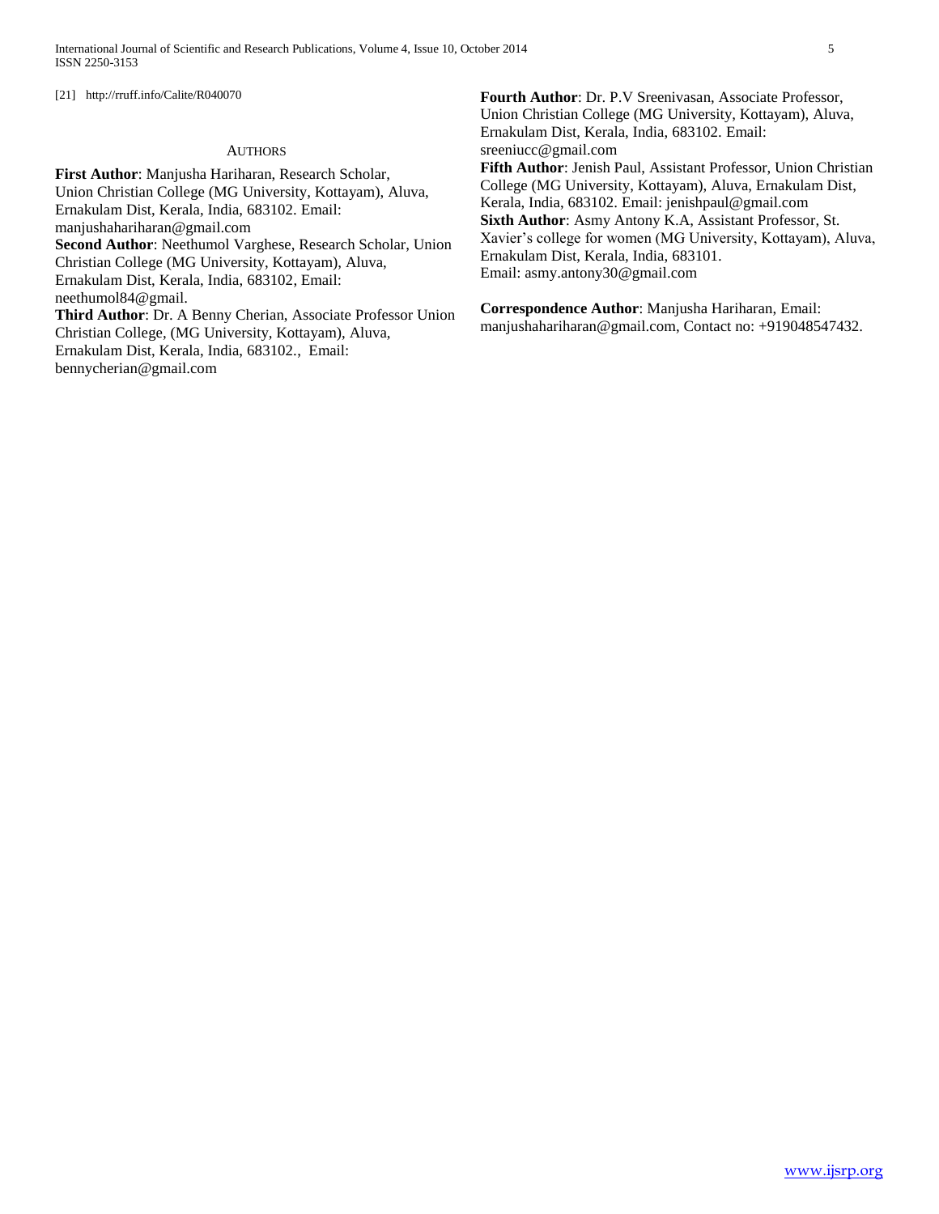[21] http://rruff.info/Calite/R040070

## AUTHORS

**First Author**: Manjusha Hariharan, Research Scholar, Union Christian College (MG University, Kottayam), Aluva, Ernakulam Dist, Kerala, India, 683102. Email: manjushahariharan@gmail.com

**Second Author**: Neethumol Varghese, Research Scholar, Union Christian College (MG University, Kottayam), Aluva, Ernakulam Dist, Kerala, India, 683102, Email: neethumol84@gmail.

**Third Author**: Dr. A Benny Cherian, Associate Professor Union Christian College, (MG University, Kottayam), Aluva, Ernakulam Dist, Kerala, India, 683102., Email: bennycherian@gmail.com

**Fourth Author**: Dr. P.V Sreenivasan, Associate Professor, Union Christian College (MG University, Kottayam), Aluva, Ernakulam Dist, Kerala, India, 683102. Email: sreeniucc@gmail.com

**Fifth Author**: Jenish Paul, Assistant Professor, Union Christian College (MG University, Kottayam), Aluva, Ernakulam Dist, Kerala, India, 683102. Email: jenishpaul@gmail.com

**Sixth Author**: Asmy Antony K.A, Assistant Professor, St. Xavier's college for women (MG University, Kottayam), Aluva, Ernakulam Dist, Kerala, India, 683101. Email: asmy.antony30@gmail.com

**Correspondence Author**: Manjusha Hariharan, Email: manjushahariharan@gmail.com, Contact no: +919048547432.